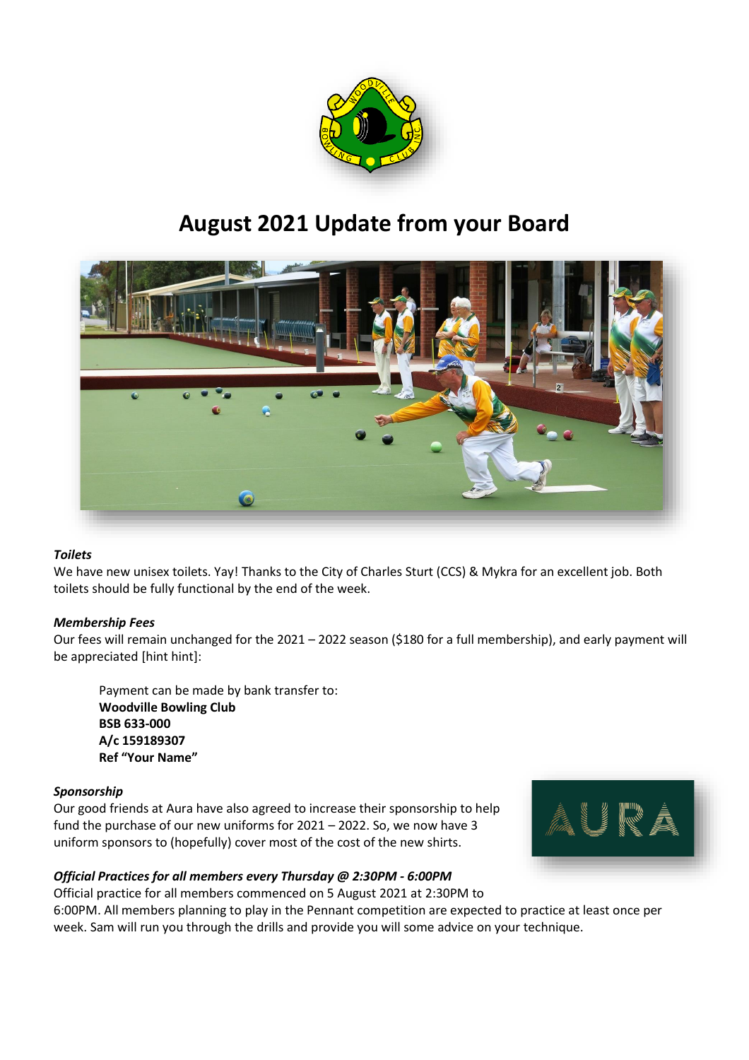# August 2021 Update from your Board

***Toilets***

We have new unisex toilets. Yay! Thanks to the City of Charles Sturt (CCS) & Mykra for an excellent job. Both toilets should be fully functional by the end of the week.

***Membership Fees***

Our fees will remain unchanged for the 2021 – 2022 season ($180 for a full membership), and early payment will be appreciated [hint hint]:

> Payment can be made by bank transfer to:
> **Woodville Bowling Club**
> **BSB 633-000**
> **A/c 159189307**
> **Ref "Your Name"**

***Sponsorship***

Our good friends at Aura have also agreed to increase their sponsorship to help fund the purchase of our new uniforms for 2021 – 2022. So, we now have 3 uniform sponsors to (hopefully) cover most of the cost of the new shirts.

***Official Practices for all members every Thursday @ 2:30PM - 6:00PM***

Official practice for all members commenced on 5 August 2021 at 2:30PM to 6:00PM. All members planning to play in the Pennant competition are expected to practice at least once per week. Sam will run you through the drills and provide you will some advice on your technique.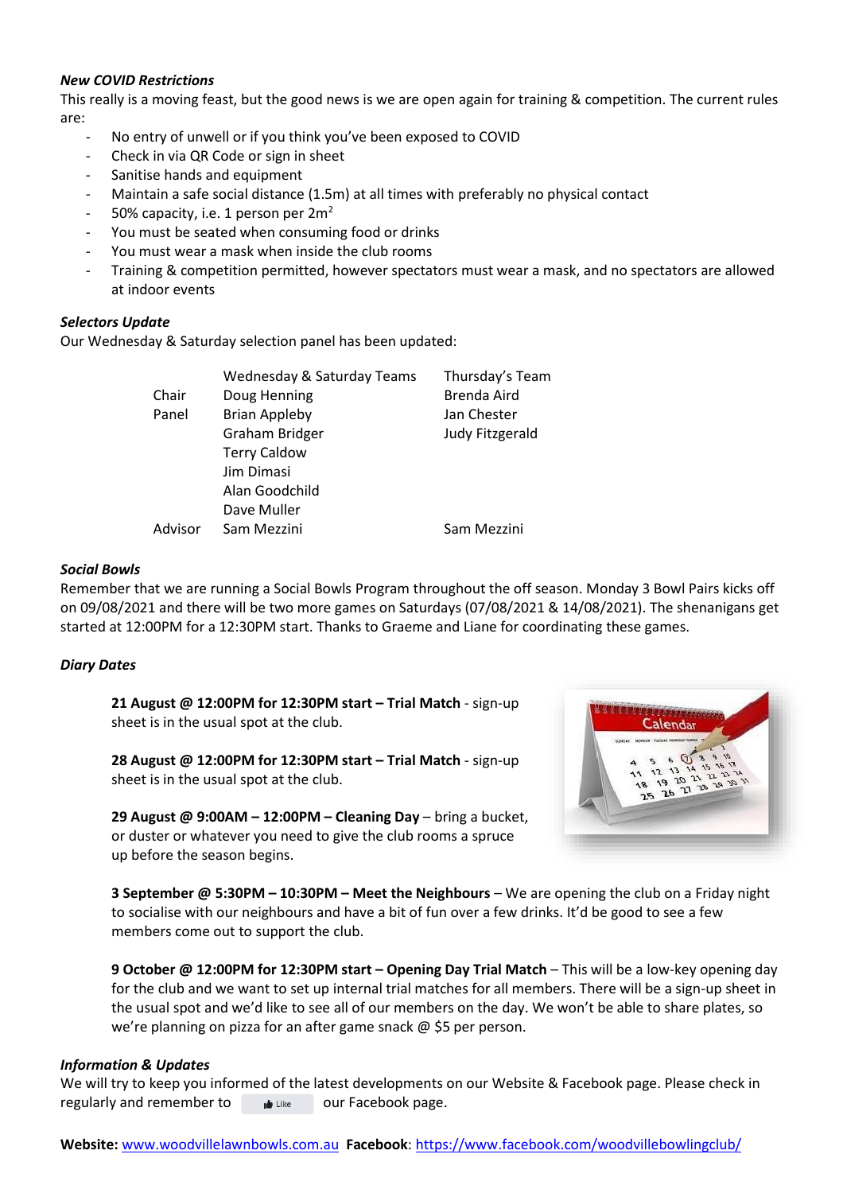***New COVID Restrictions***

This really is a moving feast, but the good news is we are open again for training & competition. The current rules are:

- No entry of unwell or if you think you've been exposed to COVID
- Check in via QR Code or sign in sheet
- Sanitise hands and equipment
- Maintain a safe social distance (1.5m) at all times with preferably no physical contact
- 50% capacity, i.e. 1 person per $2m^2$
- You must be seated when consuming food or drinks
- You must wear a mask when inside the club rooms
- Training & competition permitted, however spectators must wear a mask, and no spectators are allowed at indoor events

***Selectors Update***

Our Wednesday & Saturday selection panel has been updated:

| | Wednesday & Saturday Teams | Thursday's Team |
|---|---|---|
| Chair | Doug Henning | Brenda Aird |
| Panel | Brian Appleby | Jan Chester |
| | Graham Bridger | Judy Fitzgerald |
| | Terry Caldow | |
| | Jim Dimasi | |
| | Alan Goodchild | |
| | Dave Muller | |
| Advisor | Sam Mezzini | Sam Mezzini |

***Social Bowls***

Remember that we are running a Social Bowls Program throughout the off season. Monday 3 Bowl Pairs kicks off on 09/08/2021 and there will be two more games on Saturdays (07/08/2021 & 14/08/2021). The shenanigans get started at 12:00PM for a 12:30PM start. Thanks to Graeme and Liane for coordinating these games.

***Diary Dates***

**21 August @ 12:00PM for 12:30PM start – Trial Match** - sign-up sheet is in the usual spot at the club.

**28 August @ 12:00PM for 12:30PM start – Trial Match** - sign-up sheet is in the usual spot at the club.

**29 August @ 9:00AM – 12:00PM – Cleaning Day** – bring a bucket, or duster or whatever you need to give the club rooms a spruce up before the season begins.

**3 September @ 5:30PM – 10:30PM – Meet the Neighbours** – We are opening the club on a Friday night to socialise with our neighbours and have a bit of fun over a few drinks. It'd be good to see a few members come out to support the club.

**9 October @ 12:00PM for 12:30PM start – Opening Day Trial Match** – This will be a low-key opening day for the club and we want to set up internal trial matches for all members. There will be a sign-up sheet in the usual spot and we'd like to see all of our members on the day. We won't be able to share plates, so we're planning on pizza for an after game snack @ $5 per person.

***Information & Updates***

We will try to keep you informed of the latest developments on our Website & Facebook page. Please check in regularly and remember to Like our Facebook page.

**Website:** www.woodvillelawnbowls.com.au **Facebook**: https://www.facebook.com/woodvillebowlingclub/